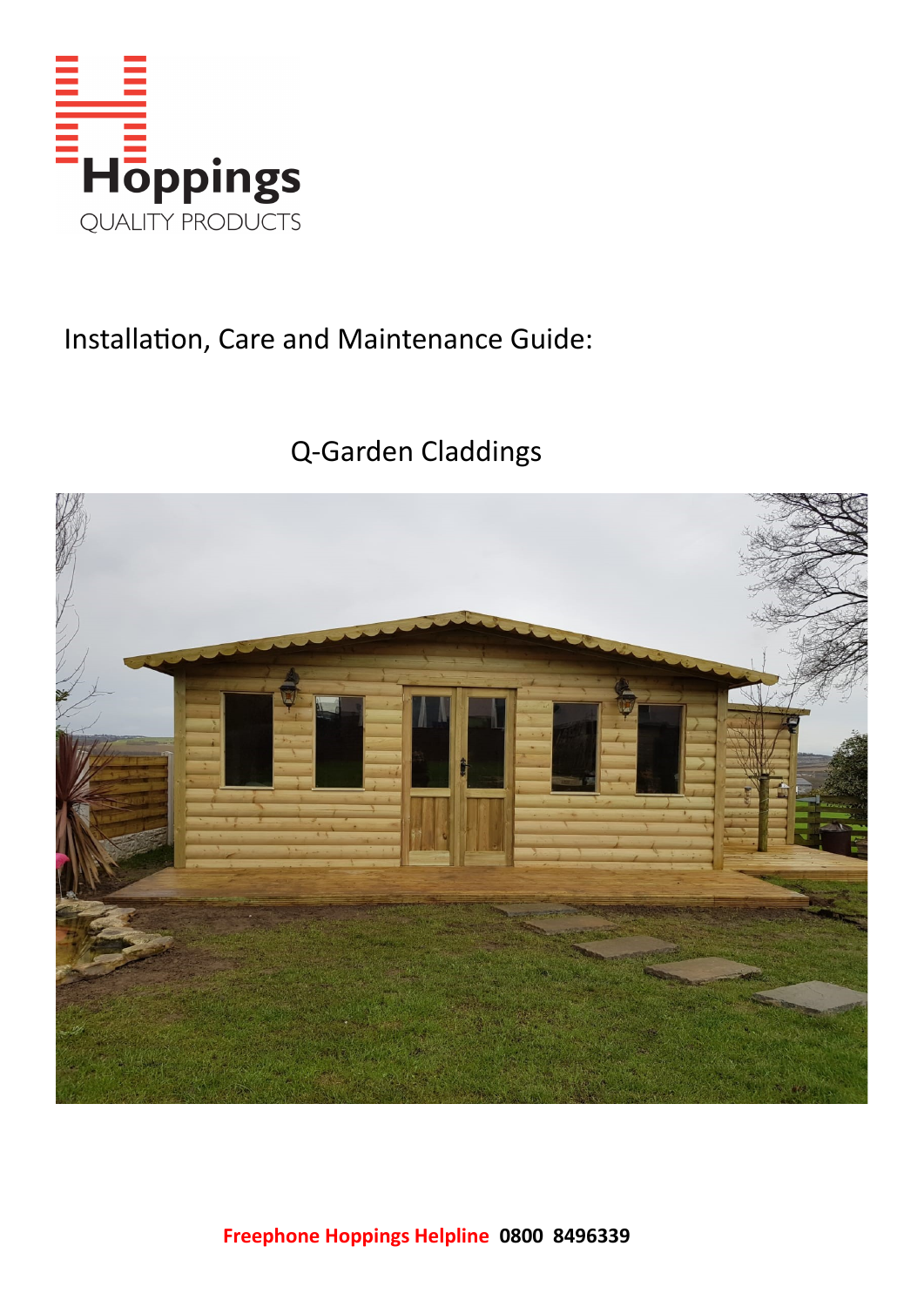Hoppings

QUALITY PRODUCTS

# Installation, Care and Maintenance Guide:

## Q-Garden Claddings

**Freephone Hoppings Helpline 0800 8496339**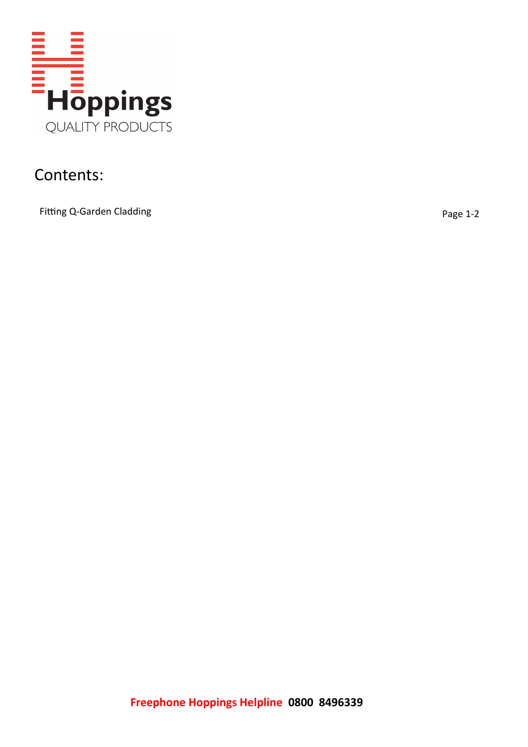Hoppings
QUALITY PRODUCTS

# Contents:

| | |
|---|---|
| Fitting Q-Garden Cladding | Page 1-2 |

**Freephone Hoppings Helpline 0800 8496339**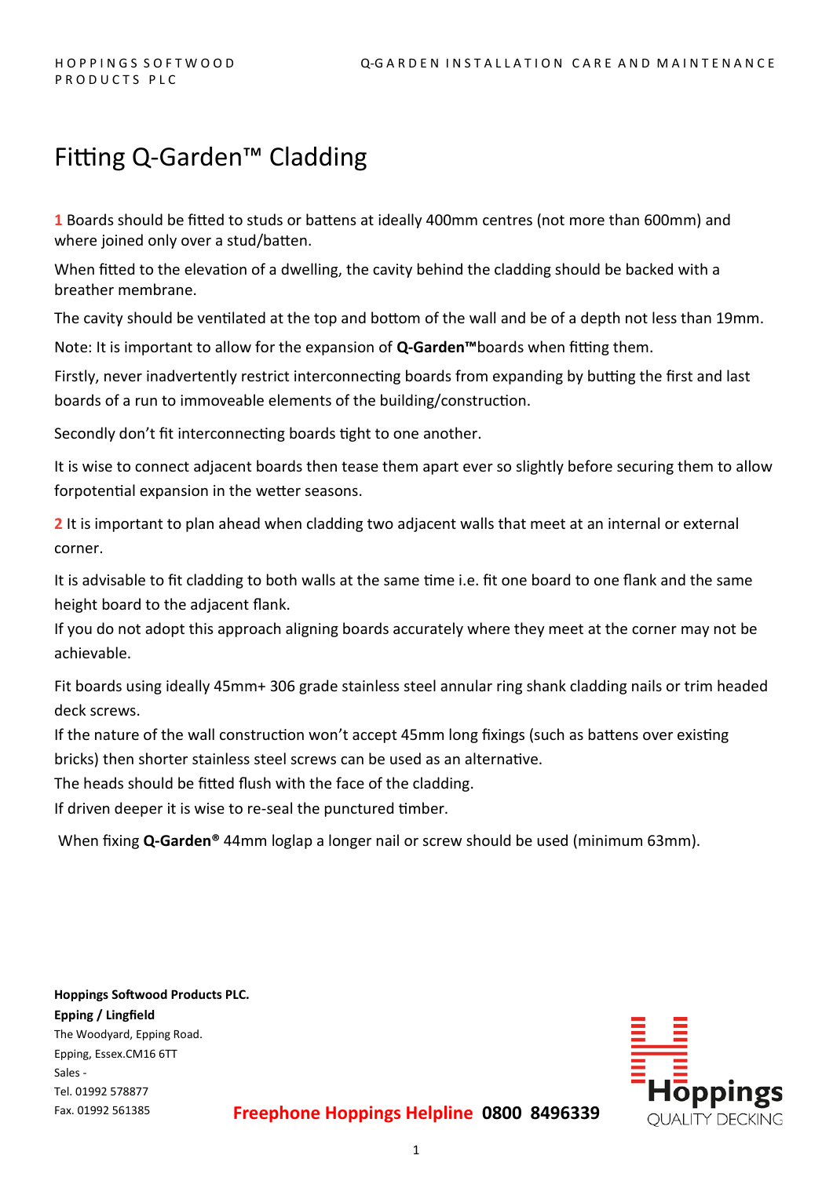# Fitting Q-Garden™ Cladding

**1** Boards should be fitted to studs or battens at ideally 400mm centres (not more than 600mm) and where joined only over a stud/batten.

When fitted to the elevation of a dwelling, the cavity behind the cladding should be backed with a breather membrane.

The cavity should be ventilated at the top and bottom of the wall and be of a depth not less than 19mm.

Note: It is important to allow for the expansion of **Q-Garden™**boards when fitting them.

Firstly, never inadvertently restrict interconnecting boards from expanding by butting the first and last boards of a run to immoveable elements of the building/construction.

Secondly don't fit interconnecting boards tight to one another.

It is wise to connect adjacent boards then tease them apart ever so slightly before securing them to allow forpotential expansion in the wetter seasons.

**2** It is important to plan ahead when cladding two adjacent walls that meet at an internal or external corner.

It is advisable to fit cladding to both walls at the same time i.e. fit one board to one flank and the same height board to the adjacent flank.
If you do not adopt this approach aligning boards accurately where they meet at the corner may not be achievable.

Fit boards using ideally 45mm+ 306 grade stainless steel annular ring shank cladding nails or trim headed deck screws.
If the nature of the wall construction won't accept 45mm long fixings (such as battens over existing bricks) then shorter stainless steel screws can be used as an alternative.
The heads should be fitted flush with the face of the cladding.
If driven deeper it is wise to re-seal the punctured timber.

When fixing **Q-Garden®** 44mm loglap a longer nail or screw should be used (minimum 63mm).

**Hoppings Softwood Products PLC.**
**Epping / Lingfield**
The Woodyard, Epping Road.
Epping, Essex.CM16 6TT
Sales -
Tel. 01992 578877
Fax. 01992 561385

**Freephone Hoppings Helpline 0800 8496339**

Hoppings QUALITY DECKING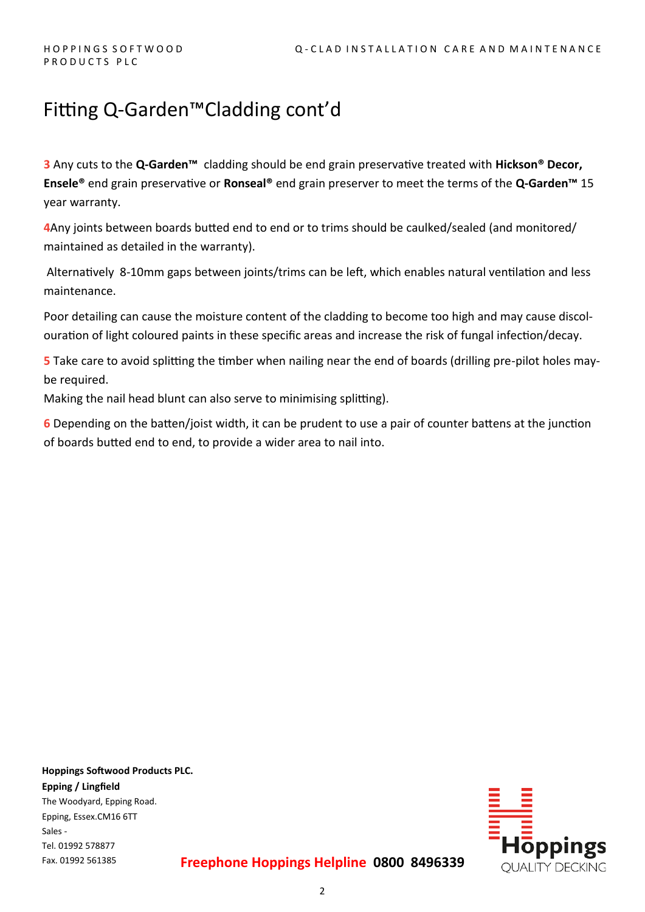# Fitting Q-Garden™Cladding cont'd

**3** Any cuts to the **Q-Garden™** cladding should be end grain preservative treated with **Hickson® Decor, Ensele®** end grain preservative or **Ronseal®** end grain preserver to meet the terms of the **Q-Garden™** 15 year warranty.

**4**Any joints between boards butted end to end or to trims should be caulked/sealed (and monitored/ maintained as detailed in the warranty).

Alternatively 8-10mm gaps between joints/trims can be left, which enables natural ventilation and less maintenance.

Poor detailing can cause the moisture content of the cladding to become too high and may cause discolouration of light coloured paints in these specific areas and increase the risk of fungal infection/decay.

**5** Take care to avoid splitting the timber when nailing near the end of boards (drilling pre-pilot holes maybe required.
Making the nail head blunt can also serve to minimising splitting).

**6** Depending on the batten/joist width, it can be prudent to use a pair of counter battens at the junction of boards butted end to end, to provide a wider area to nail into.

**Hoppings Softwood Products PLC.**
**Epping / Lingfield**
The Woodyard, Epping Road.
Epping, Essex.CM16 6TT
Sales -
Tel. 01992 578877
Fax. 01992 561385

**Freephone Hoppings Helpline 0800 8496339**

Hoppings QUALITY DECKING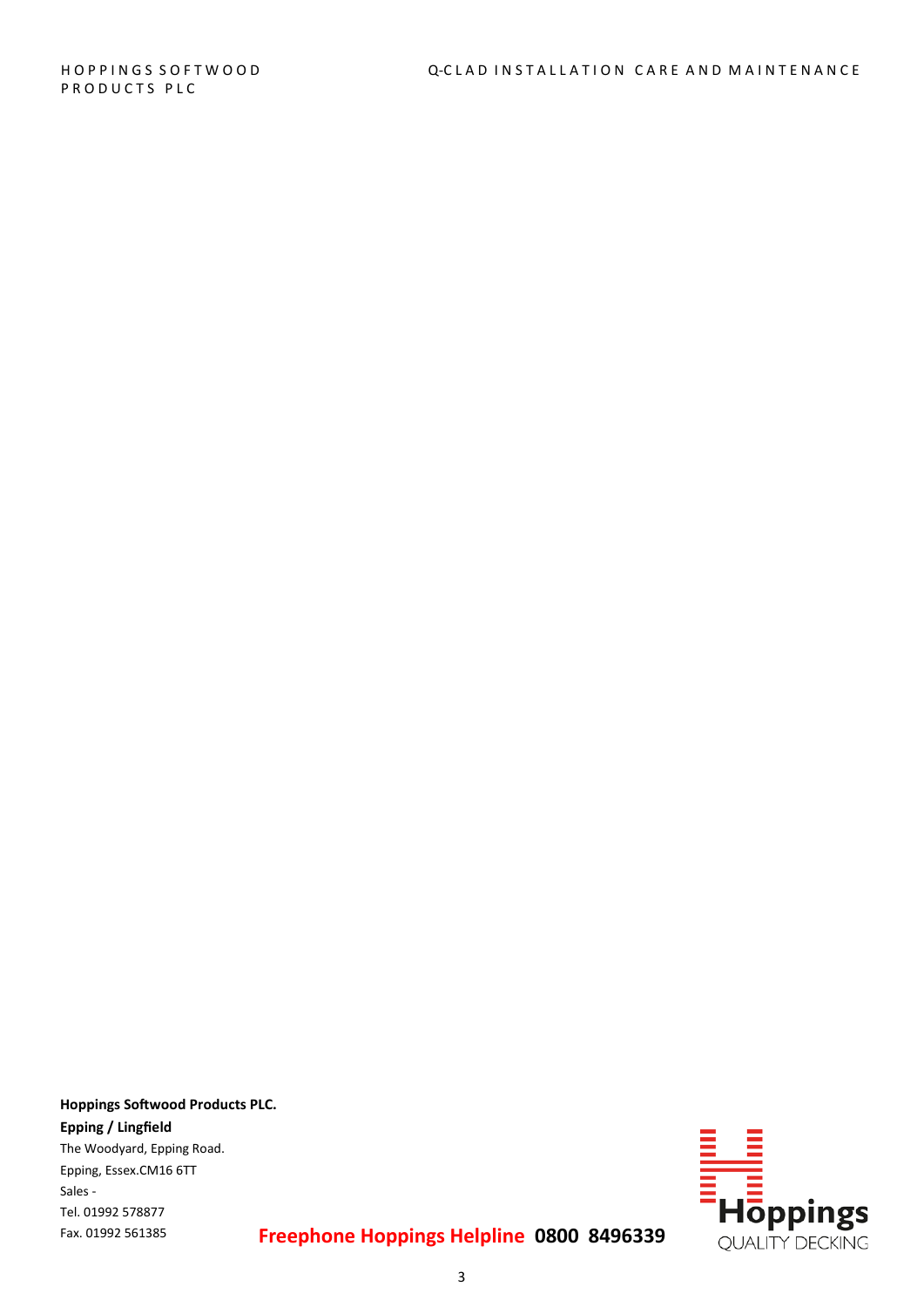**Hoppings Softwood Products PLC.**

**Epping / Lingfield**

The Woodyard, Epping Road.

Epping, Essex.CM16 6TT

Sales -

Tel. 01992 578877

Fax. 01992 561385

**Freephone Hoppings Helpline 0800 8496339**

Hoppings

QUALITY DECKING